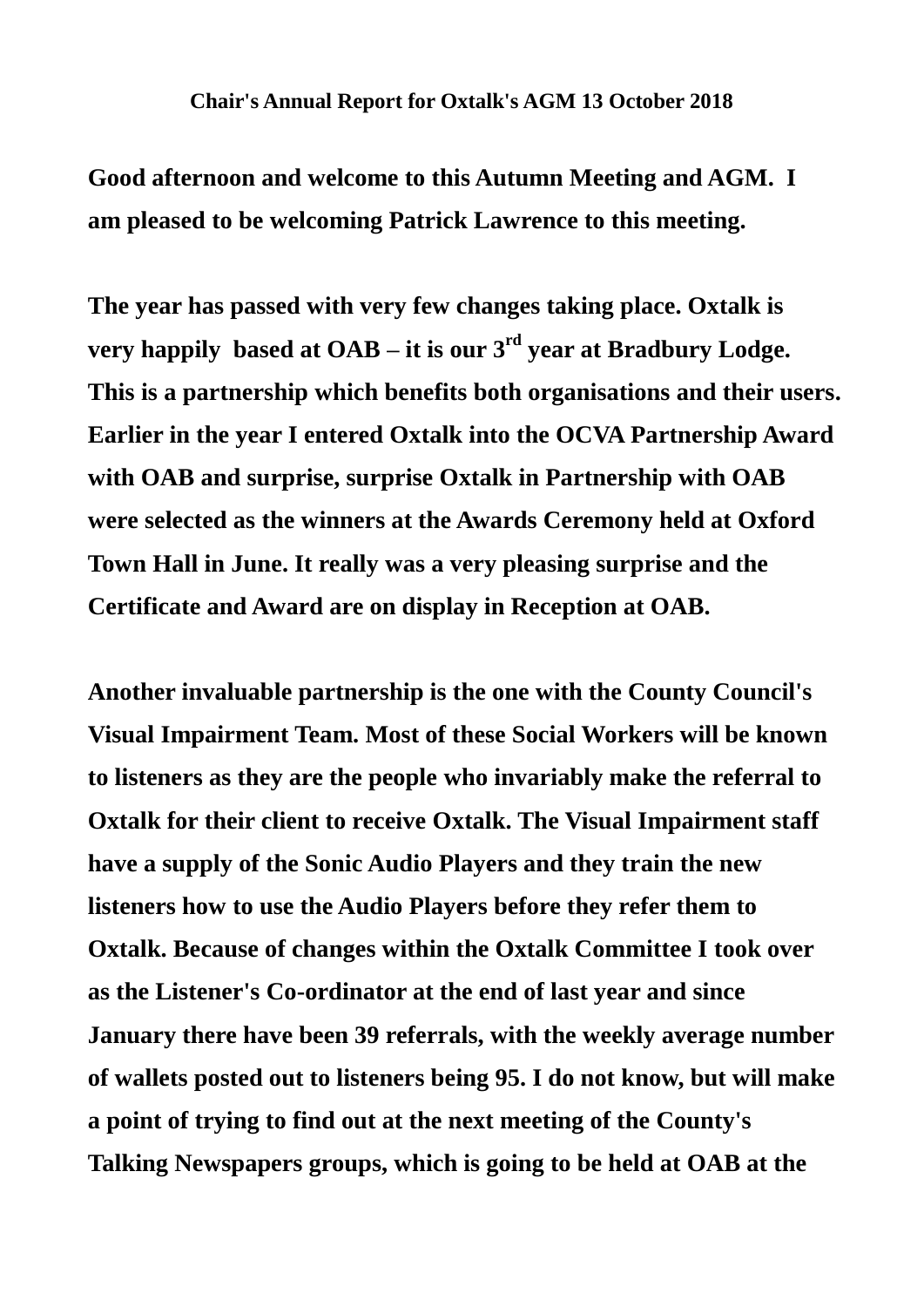**Chair's Annual Report for Oxtalk's AGM 13 October 2018**

**Good afternoon and welcome to this Autumn Meeting and AGM. I am pleased to be welcoming Patrick Lawrence to this meeting.**

**The year has passed with very few changes taking place. Oxtalk is very happily based at OAB – it is our 3rd year at Bradbury Lodge. This is a partnership which benefits both organisations and their users. Earlier in the year I entered Oxtalk into the OCVA Partnership Award with OAB and surprise, surprise Oxtalk in Partnership with OAB were selected as the winners at the Awards Ceremony held at Oxford Town Hall in June. It really was a very pleasing surprise and the Certificate and Award are on display in Reception at OAB.**

**Another invaluable partnership is the one with the County Council's Visual Impairment Team. Most of these Social Workers will be known to listeners as they are the people who invariably make the referral to Oxtalk for their client to receive Oxtalk. The Visual Impairment staff have a supply of the Sonic Audio Players and they train the new listeners how to use the Audio Players before they refer them to Oxtalk. Because of changes within the Oxtalk Committee I took over as the Listener's Co-ordinator at the end of last year and since January there have been 39 referrals, with the weekly average number of wallets posted out to listeners being 95. I do not know, but will make a point of trying to find out at the next meeting of the County's Talking Newspapers groups, which is going to be held at OAB at the**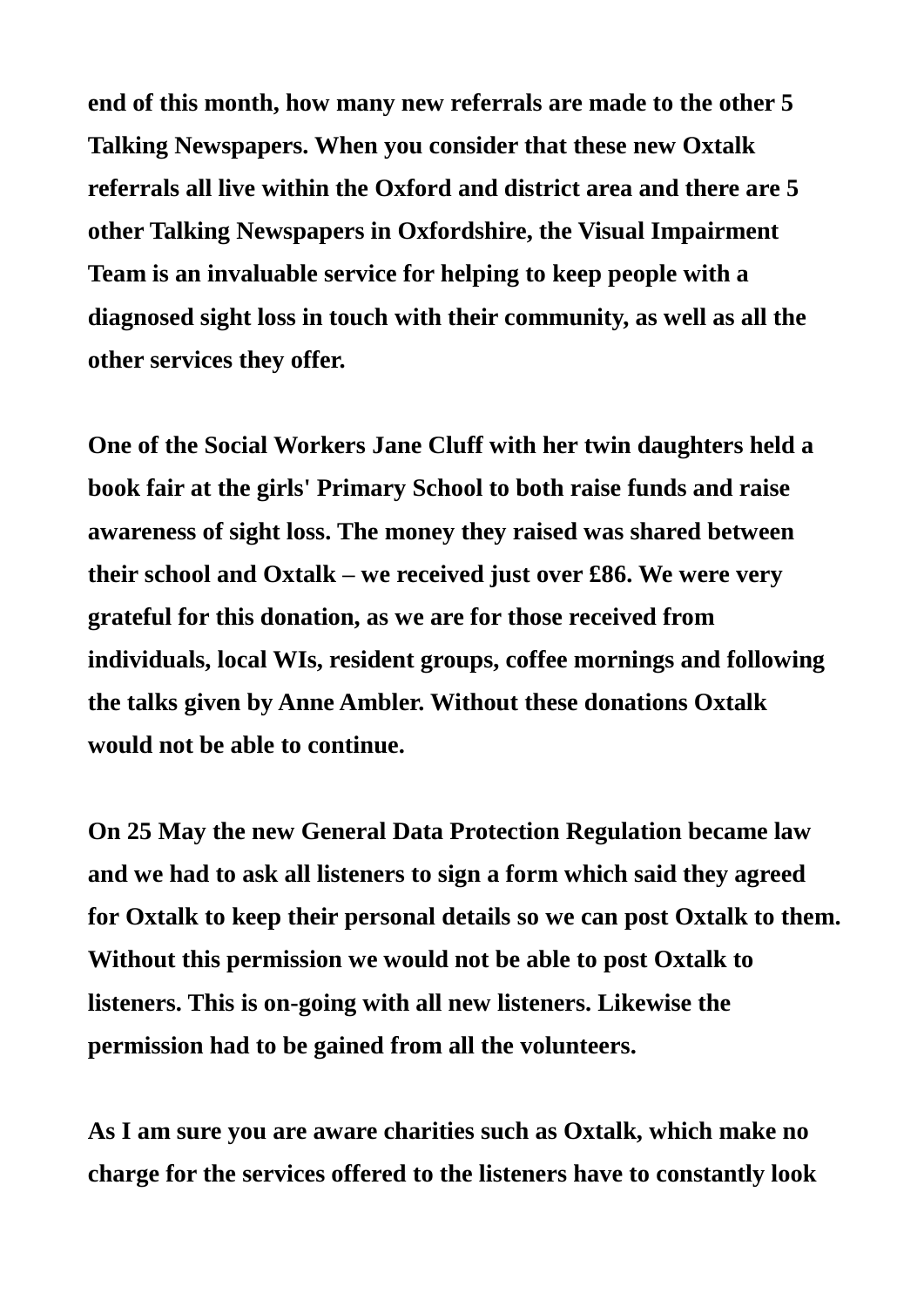**end of this month, how many new referrals are made to the other 5 Talking Newspapers. When you consider that these new Oxtalk referrals all live within the Oxford and district area and there are 5 other Talking Newspapers in Oxfordshire, the Visual Impairment Team is an invaluable service for helping to keep people with a diagnosed sight loss in touch with their community, as well as all the other services they offer.**

**One of the Social Workers Jane Cluff with her twin daughters held a book fair at the girls' Primary School to both raise funds and raise awareness of sight loss. The money they raised was shared between their school and Oxtalk – we received just over £86. We were very grateful for this donation, as we are for those received from individuals, local WIs, resident groups, coffee mornings and following the talks given by Anne Ambler. Without these donations Oxtalk would not be able to continue.**

**On 25 May the new General Data Protection Regulation became law and we had to ask all listeners to sign a form which said they agreed for Oxtalk to keep their personal details so we can post Oxtalk to them. Without this permission we would not be able to post Oxtalk to listeners. This is on-going with all new listeners. Likewise the permission had to be gained from all the volunteers.**

**As I am sure you are aware charities such as Oxtalk, which make no charge for the services offered to the listeners have to constantly look**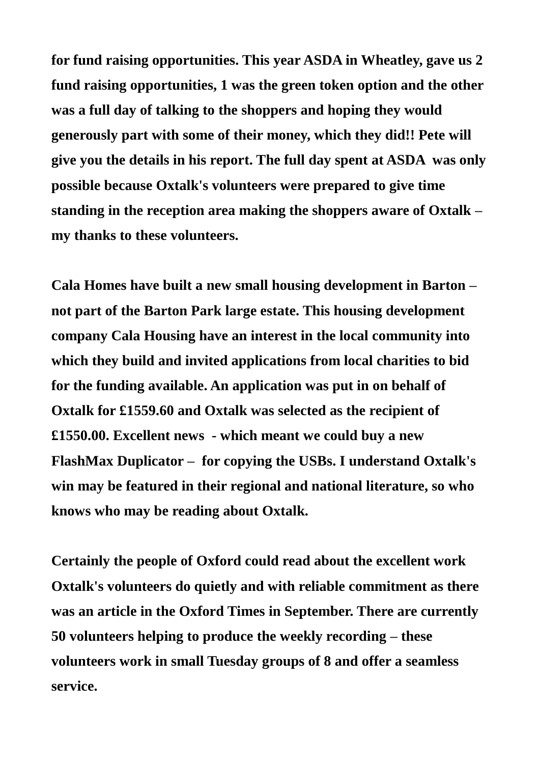**for fund raising opportunities. This year ASDA in Wheatley, gave us 2 fund raising opportunities, 1 was the green token option and the other was a full day of talking to the shoppers and hoping they would generously part with some of their money, which they did!! Pete will give you the details in his report. The full day spent at ASDA was only possible because Oxtalk's volunteers were prepared to give time standing in the reception area making the shoppers aware of Oxtalk – my thanks to these volunteers.**

**Cala Homes have built a new small housing development in Barton – not part of the Barton Park large estate. This housing development company Cala Housing have an interest in the local community into which they build and invited applications from local charities to bid for the funding available. An application was put in on behalf of Oxtalk for £1559.60 and Oxtalk was selected as the recipient of £1550.00. Excellent news - which meant we could buy a new FlashMax Duplicator – for copying the USBs. I understand Oxtalk's win may be featured in their regional and national literature, so who knows who may be reading about Oxtalk.**

**Certainly the people of Oxford could read about the excellent work Oxtalk's volunteers do quietly and with reliable commitment as there was an article in the Oxford Times in September. There are currently 50 volunteers helping to produce the weekly recording – these volunteers work in small Tuesday groups of 8 and offer a seamless service.**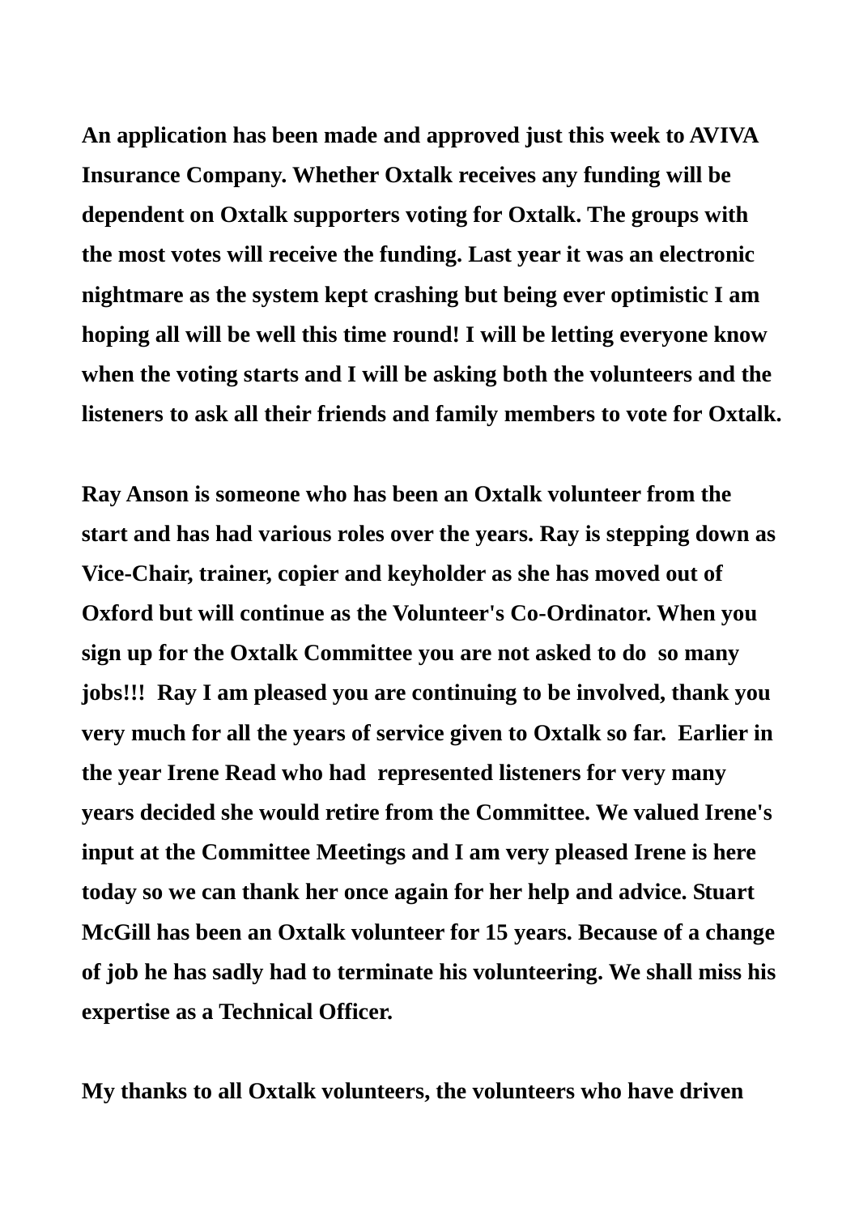**An application has been made and approved just this week to AVIVA Insurance Company. Whether Oxtalk receives any funding will be dependent on Oxtalk supporters voting for Oxtalk. The groups with the most votes will receive the funding. Last year it was an electronic nightmare as the system kept crashing but being ever optimistic I am hoping all will be well this time round! I will be letting everyone know when the voting starts and I will be asking both the volunteers and the listeners to ask all their friends and family members to vote for Oxtalk.**

**Ray Anson is someone who has been an Oxtalk volunteer from the start and has had various roles over the years. Ray is stepping down as Vice-Chair, trainer, copier and keyholder as she has moved out of Oxford but will continue as the Volunteer's Co-Ordinator. When you sign up for the Oxtalk Committee you are not asked to do so many jobs!!! Ray I am pleased you are continuing to be involved, thank you very much for all the years of service given to Oxtalk so far. Earlier in the year Irene Read who had represented listeners for very many years decided she would retire from the Committee. We valued Irene's input at the Committee Meetings and I am very pleased Irene is here today so we can thank her once again for her help and advice. Stuart McGill has been an Oxtalk volunteer for 15 years. Because of a change of job he has sadly had to terminate his volunteering. We shall miss his expertise as a Technical Officer.**

**My thanks to all Oxtalk volunteers, the volunteers who have driven**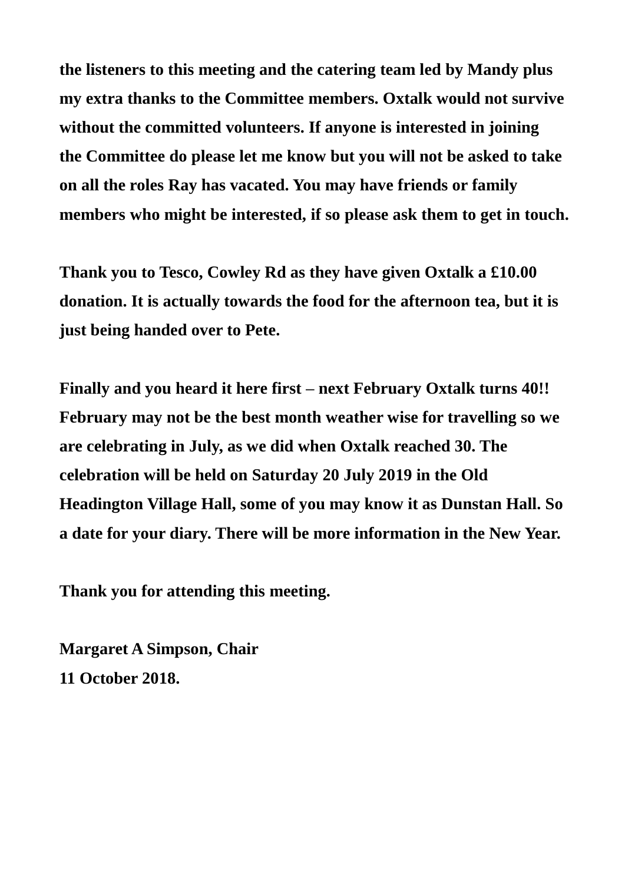**the listeners to this meeting and the catering team led by Mandy plus my extra thanks to the Committee members. Oxtalk would not survive without the committed volunteers. If anyone is interested in joining the Committee do please let me know but you will not be asked to take on all the roles Ray has vacated. You may have friends or family members who might be interested, if so please ask them to get in touch.**

**Thank you to Tesco, Cowley Rd as they have given Oxtalk a £10.00 donation. It is actually towards the food for the afternoon tea, but it is just being handed over to Pete.**

**Finally and you heard it here first – next February Oxtalk turns 40!! February may not be the best month weather wise for travelling so we are celebrating in July, as we did when Oxtalk reached 30. The celebration will be held on Saturday 20 July 2019 in the Old Headington Village Hall, some of you may know it as Dunstan Hall. So a date for your diary. There will be more information in the New Year.**

**Thank you for attending this meeting.**

**Margaret A Simpson, Chair**
**11 October 2018.**